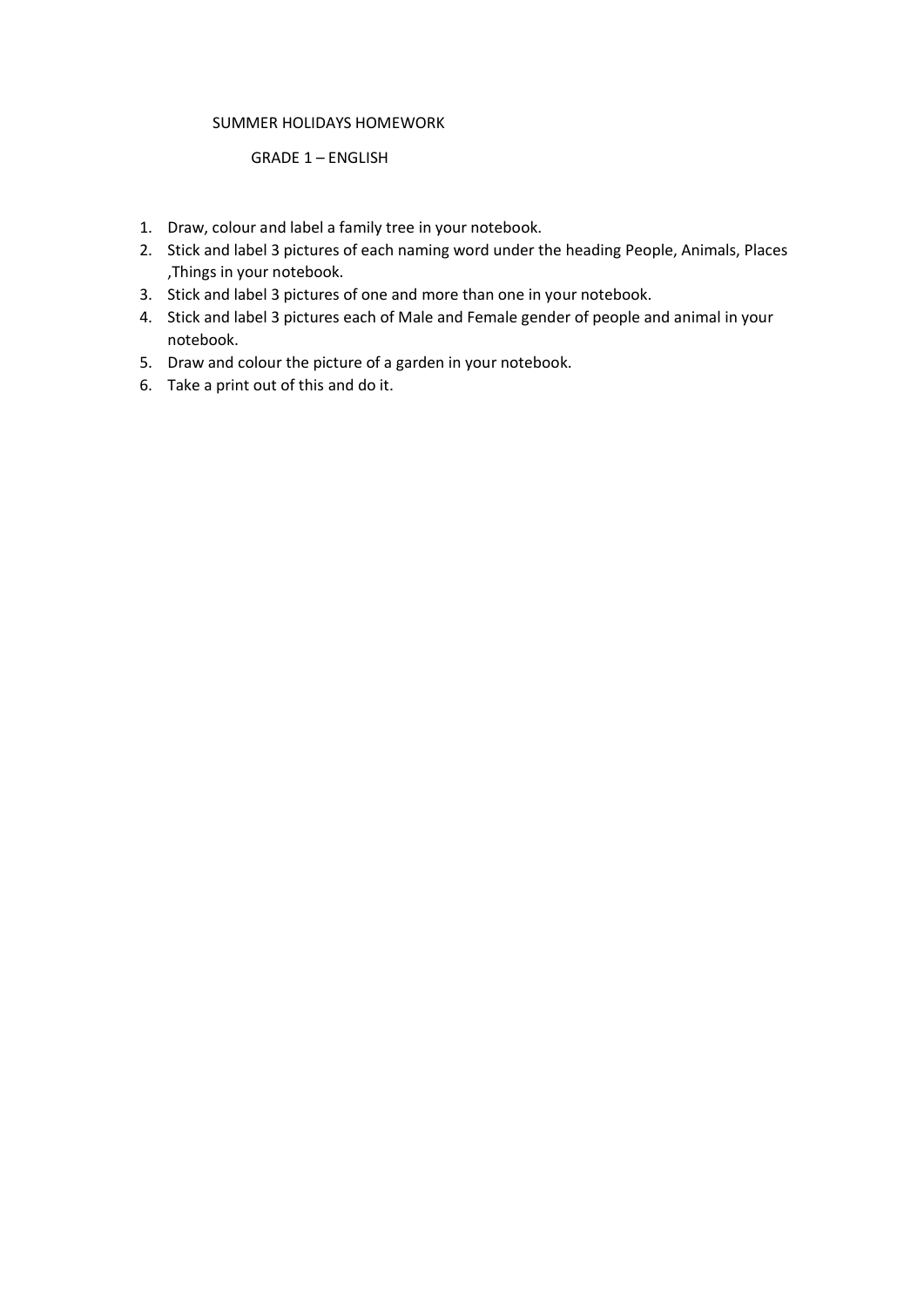# SUMMER HOLIDAYS HOMEWORK

## GRADE 1 – ENGLISH

1. Draw, colour and label a family tree in your notebook.
2. Stick and label 3 pictures of each naming word under the heading People, Animals, Places ,Things in your notebook.
3. Stick and label 3 pictures of one and more than one in your notebook.
4. Stick and label 3 pictures each of Male and Female gender of people and animal in your notebook.
5. Draw and colour the picture of a garden in your notebook.
6. Take a print out of this and do it.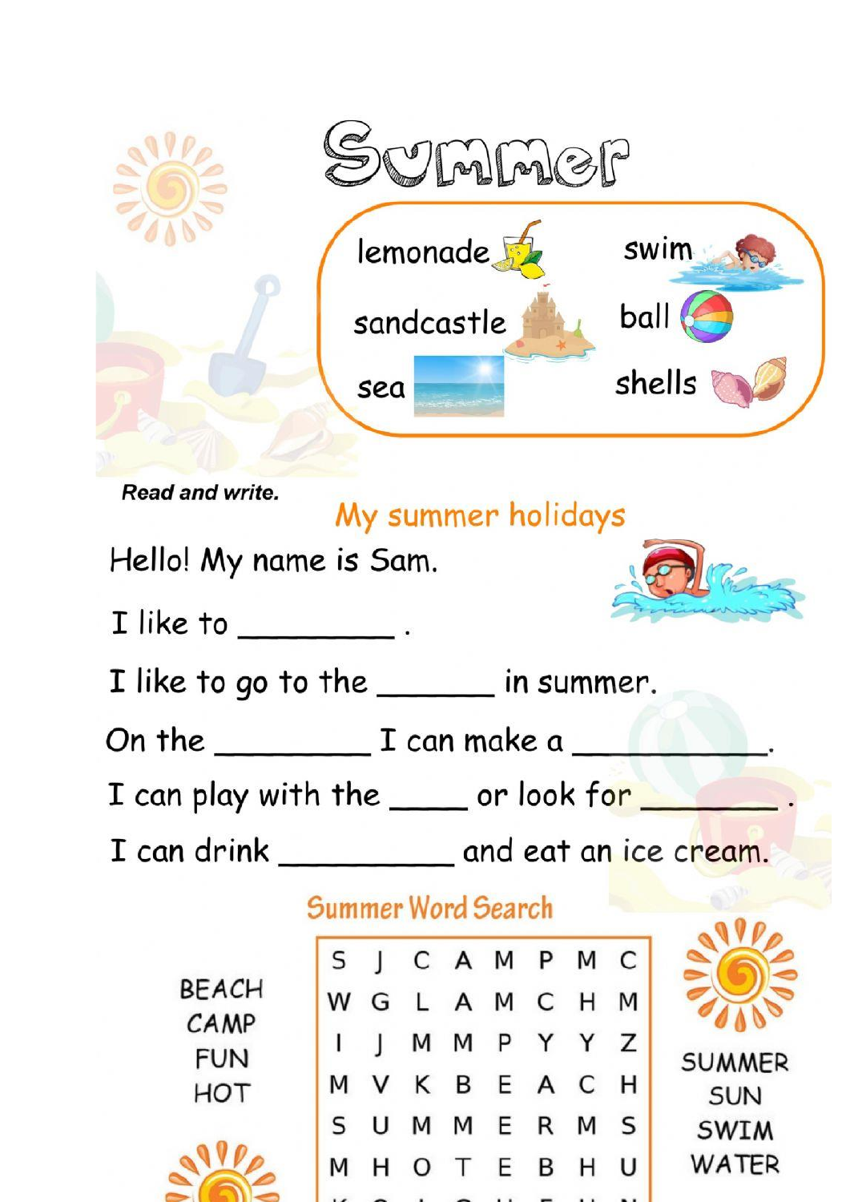# Summer

| | |
|---|---|
| lemonade | swim |
| sandcastle | ball |
| sea | shells |

***Read and write.***

## My summer holidays

Hello! My name is Sam.

I like to _________ .

I like to go to the _______ in summer.

On the _________ I can make a ___________.

I can play with the ____ or look for ________ .

I can drink __________ and eat an ice cream.

## Summer Word Search

BEACH
CAMP
FUN
HOT

| | | | | | | | |
|---|---|---|---|---|---|---|---|
| S | J | C | A | M | P | M | C |
| W | G | L | A | M | C | H | M |
| I | J | M | M | P | Y | Y | Z |
| M | V | K | B | E | A | C | H |
| S | U | M | M | E | R | M | S |
| M | H | O | T | E | B | H | U |

SUMMER
SUN
SWIM
WATER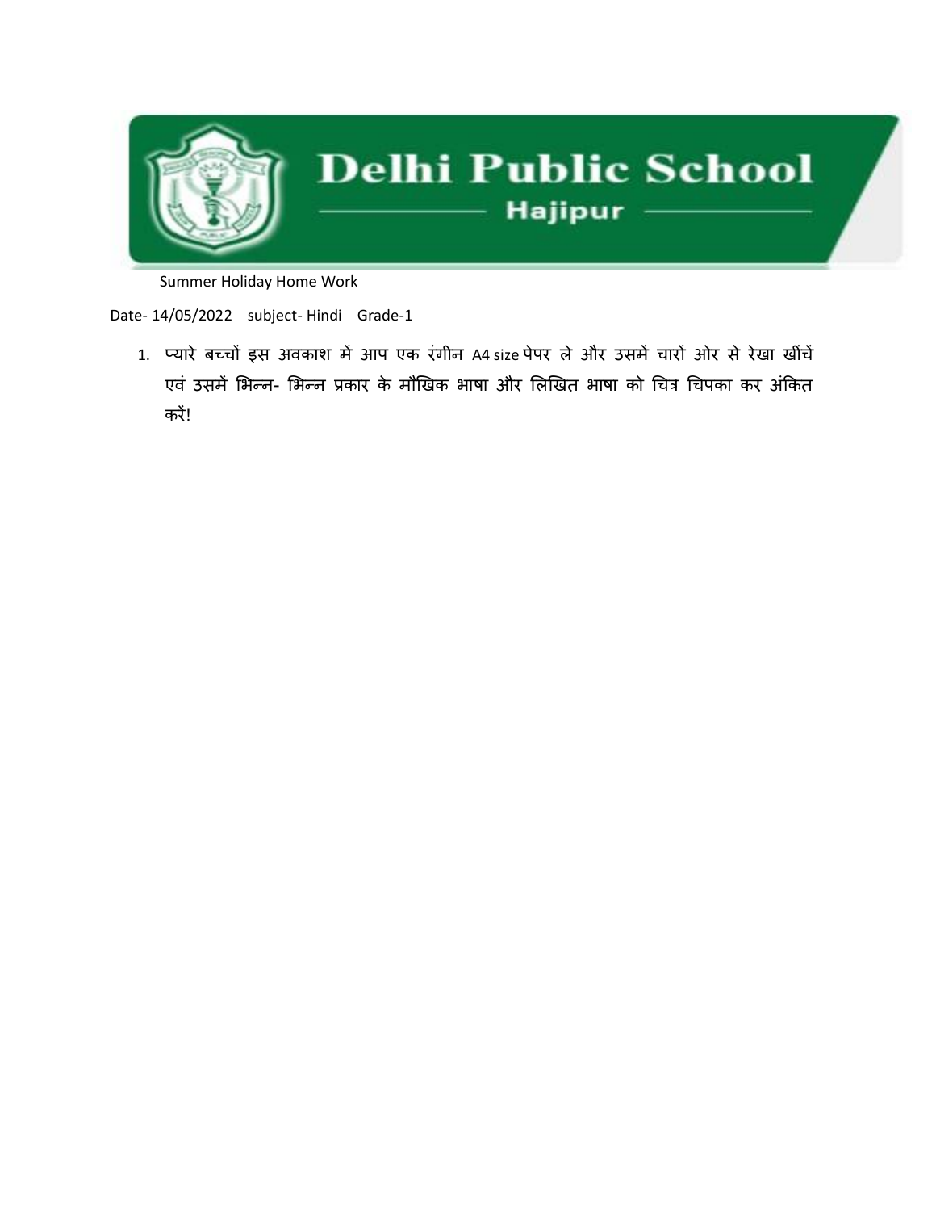# Delhi Public School

## Hajipur

Summer Holiday Home Work

Date- 14/05/2022 subject- Hindi Grade-1

1. प्यारे बच्चों इस अवकाश में आप एक रंगीन A4 size पेपर ले और उसमें चारों ओर से रेखा खींचें एवं उसमें भिन्न- भिन्न प्रकार के मौखिक भाषा और लिखित भाषा को चित्र चिपका कर अंकित करें!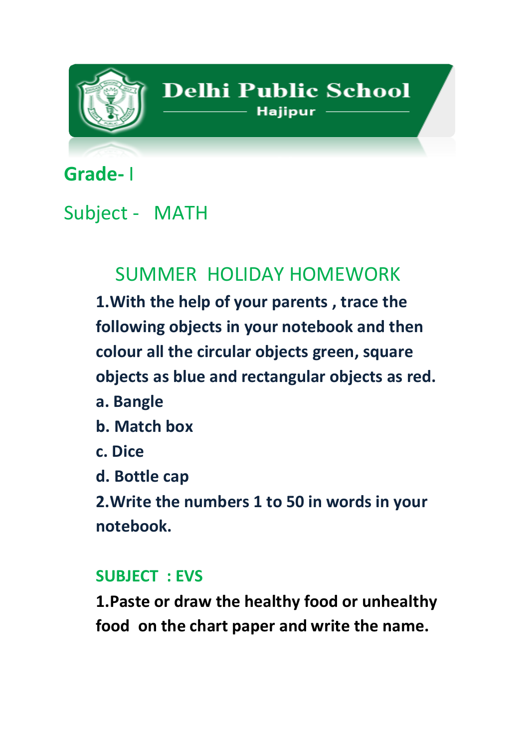# Delhi Public School
## Hajipur

**Grade-** I

Subject - MATH

## SUMMER HOLIDAY HOMEWORK

**1.With the help of your parents , trace the following objects in your notebook and then colour all the circular objects green, square objects as blue and rectangular objects as red.**

**a. Bangle**

**b. Match box**

**c. Dice**

**d. Bottle cap**

**2.Write the numbers 1 to 50 in words in your notebook.**

**SUBJECT : EVS**

**1.Paste or draw the healthy food or unhealthy food on the chart paper and write the name.**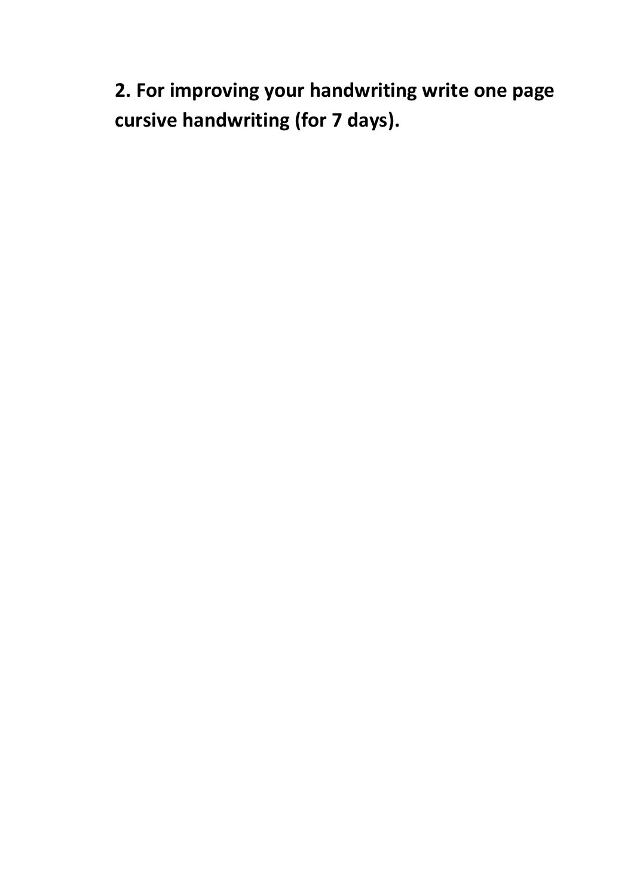**2. For improving your handwriting write one page cursive handwriting (for 7 days).**